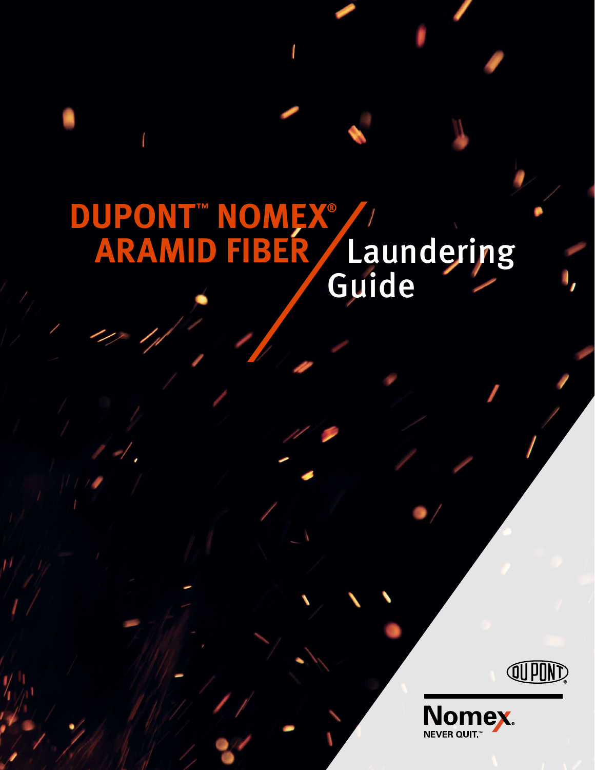# DUPONT™ NOMEX® ARAMID FIBER Laundering Guide

DUPONT

Nomex®

NEVER QUIT.™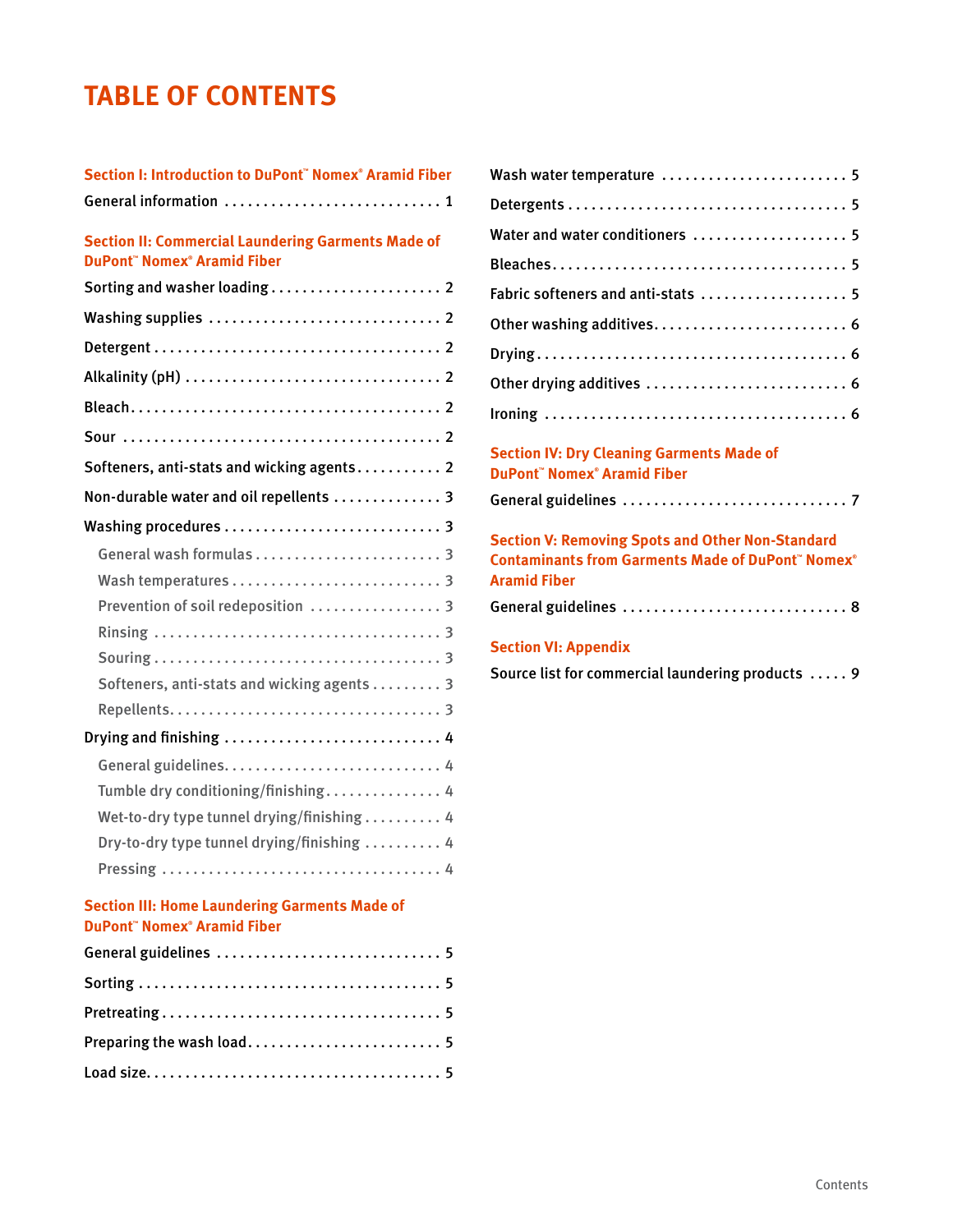# TABLE OF CONTENTS

**Section I: Introduction to DuPont™ Nomex® Aramid Fiber**

General information . . . . . . . . . . . . . . . . . . . . . . . . . . . . 1

**Section II: Commercial Laundering Garments Made of DuPont™ Nomex® Aramid Fiber**

Sorting and washer loading . . . . . . . . . . . . . . . . . . . . . . 2

Washing supplies . . . . . . . . . . . . . . . . . . . . . . . . . . . . . 2

Detergent . . . . . . . . . . . . . . . . . . . . . . . . . . . . . . . . . . . 2

Alkalinity (pH) . . . . . . . . . . . . . . . . . . . . . . . . . . . . . . . 2

Bleach . . . . . . . . . . . . . . . . . . . . . . . . . . . . . . . . . . . . . 2

Sour . . . . . . . . . . . . . . . . . . . . . . . . . . . . . . . . . . . . . . . 2

Softeners, anti-stats and wicking agents . . . . . . . . . . . 2

Non-durable water and oil repellents . . . . . . . . . . . . . . 3

Washing procedures . . . . . . . . . . . . . . . . . . . . . . . . . . . 3

- General wash formulas . . . . . . . . . . . . . . . . . . . . . . . 3
- Wash temperatures . . . . . . . . . . . . . . . . . . . . . . . . . . 3
- Prevention of soil redeposition . . . . . . . . . . . . . . . . . 3
- Rinsing . . . . . . . . . . . . . . . . . . . . . . . . . . . . . . . . . . . 3
- Souring . . . . . . . . . . . . . . . . . . . . . . . . . . . . . . . . . . . 3
- Softeners, anti-stats and wicking agents . . . . . . . . . 3
- Repellents . . . . . . . . . . . . . . . . . . . . . . . . . . . . . . . . . 3

Drying and finishing . . . . . . . . . . . . . . . . . . . . . . . . . . . 4

- General guidelines . . . . . . . . . . . . . . . . . . . . . . . . . . 4
- Tumble dry conditioning/finishing . . . . . . . . . . . . . . . 4
- Wet-to-dry type tunnel drying/finishing . . . . . . . . . . 4
- Dry-to-dry type tunnel drying/finishing . . . . . . . . . . 4
- Pressing . . . . . . . . . . . . . . . . . . . . . . . . . . . . . . . . . . 4

**Section III: Home Laundering Garments Made of DuPont™ Nomex® Aramid Fiber**

General guidelines . . . . . . . . . . . . . . . . . . . . . . . . . . . . 5

Sorting . . . . . . . . . . . . . . . . . . . . . . . . . . . . . . . . . . . . . 5

Pretreating . . . . . . . . . . . . . . . . . . . . . . . . . . . . . . . . . . . 5

Preparing the wash load . . . . . . . . . . . . . . . . . . . . . . . . 5

Load size . . . . . . . . . . . . . . . . . . . . . . . . . . . . . . . . . . . . 5

Wash water temperature . . . . . . . . . . . . . . . . . . . . . . . 5

Detergents . . . . . . . . . . . . . . . . . . . . . . . . . . . . . . . . . . . 5

Water and water conditioners . . . . . . . . . . . . . . . . . . . 5

Bleaches . . . . . . . . . . . . . . . . . . . . . . . . . . . . . . . . . . . . 5

Fabric softeners and anti-stats . . . . . . . . . . . . . . . . . . 5

Other washing additives . . . . . . . . . . . . . . . . . . . . . . . . 6

Drying . . . . . . . . . . . . . . . . . . . . . . . . . . . . . . . . . . . . . . 6

Other drying additives . . . . . . . . . . . . . . . . . . . . . . . . . 6

Ironing . . . . . . . . . . . . . . . . . . . . . . . . . . . . . . . . . . . . . 6

**Section IV: Dry Cleaning Garments Made of DuPont™ Nomex® Aramid Fiber**

General guidelines . . . . . . . . . . . . . . . . . . . . . . . . . . . . 7

**Section V: Removing Spots and Other Non-Standard Contaminants from Garments Made of DuPont™ Nomex® Aramid Fiber**

General guidelines . . . . . . . . . . . . . . . . . . . . . . . . . . . . 8

**Section VI: Appendix**

Source list for commercial laundering products . . . . . 9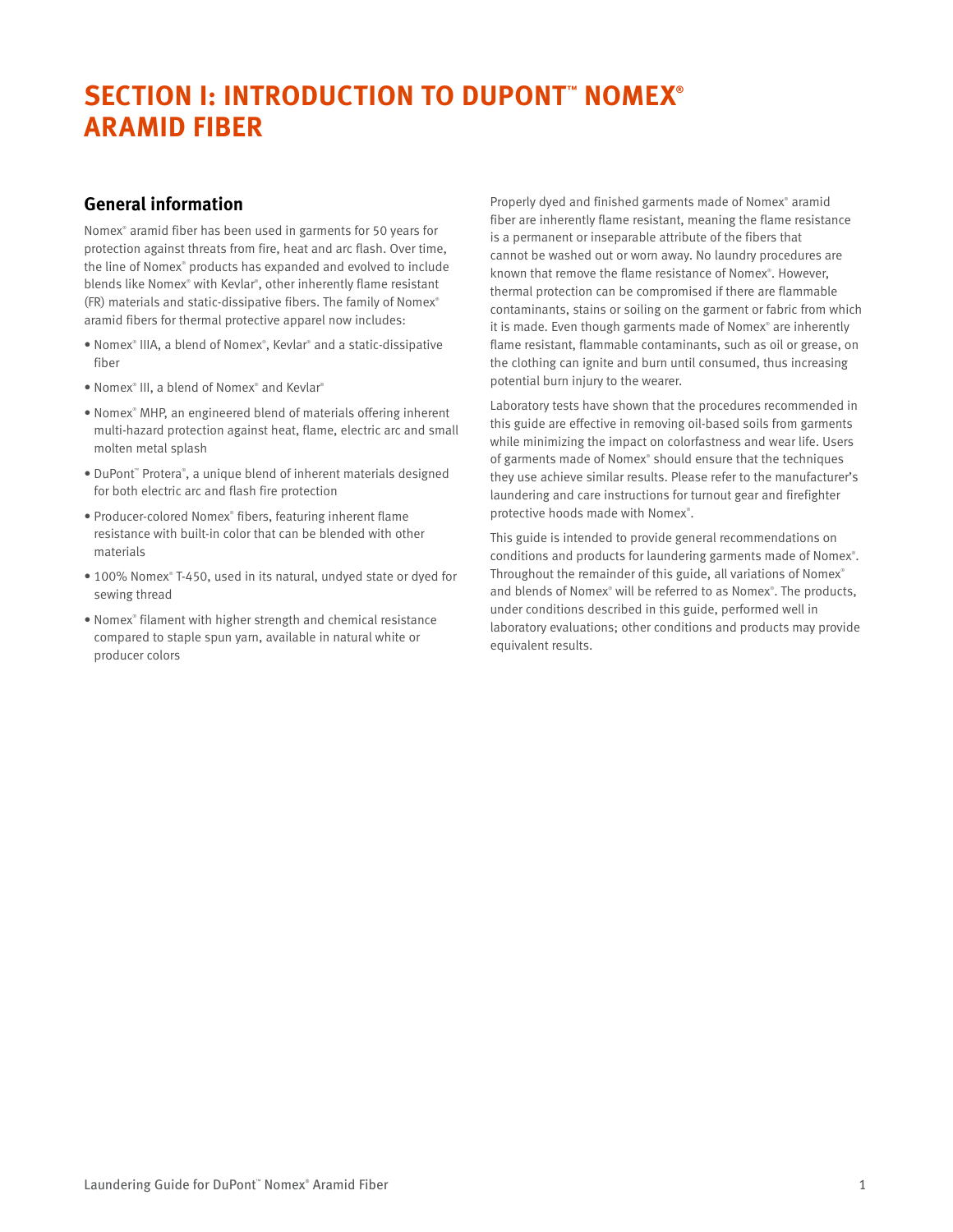# SECTION I: INTRODUCTION TO DUPONT™ NOMEX® ARAMID FIBER

## General information

Nomex® aramid fiber has been used in garments for 50 years for protection against threats from fire, heat and arc flash. Over time, the line of Nomex® products has expanded and evolved to include blends like Nomex® with Kevlar®, other inherently flame resistant (FR) materials and static-dissipative fibers. The family of Nomex® aramid fibers for thermal protective apparel now includes:

- Nomex® IIIA, a blend of Nomex®, Kevlar® and a static-dissipative fiber
- Nomex® III, a blend of Nomex® and Kevlar®
- Nomex® MHP, an engineered blend of materials offering inherent multi-hazard protection against heat, flame, electric arc and small molten metal splash
- DuPont™ Protera®, a unique blend of inherent materials designed for both electric arc and flash fire protection
- Producer-colored Nomex® fibers, featuring inherent flame resistance with built-in color that can be blended with other materials
- 100% Nomex® T-450, used in its natural, undyed state or dyed for sewing thread
- Nomex® filament with higher strength and chemical resistance compared to staple spun yarn, available in natural white or producer colors

Properly dyed and finished garments made of Nomex® aramid fiber are inherently flame resistant, meaning the flame resistance is a permanent or inseparable attribute of the fibers that cannot be washed out or worn away. No laundry procedures are known that remove the flame resistance of Nomex®. However, thermal protection can be compromised if there are flammable contaminants, stains or soiling on the garment or fabric from which it is made. Even though garments made of Nomex® are inherently flame resistant, flammable contaminants, such as oil or grease, on the clothing can ignite and burn until consumed, thus increasing potential burn injury to the wearer.

Laboratory tests have shown that the procedures recommended in this guide are effective in removing oil-based soils from garments while minimizing the impact on colorfastness and wear life. Users of garments made of Nomex® should ensure that the techniques they use achieve similar results. Please refer to the manufacturer's laundering and care instructions for turnout gear and firefighter protective hoods made with Nomex®.

This guide is intended to provide general recommendations on conditions and products for laundering garments made of Nomex®. Throughout the remainder of this guide, all variations of Nomex® and blends of Nomex® will be referred to as Nomex®. The products, under conditions described in this guide, performed well in laboratory evaluations; other conditions and products may provide equivalent results.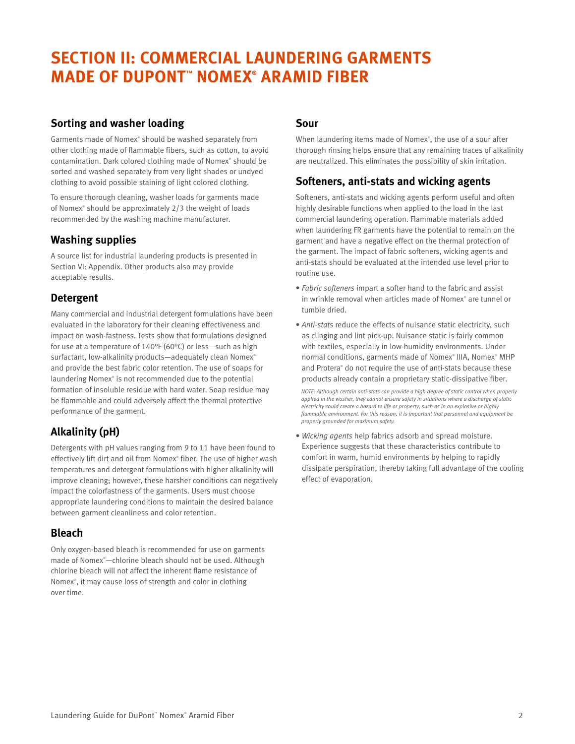# SECTION II: COMMERCIAL LAUNDERING GARMENTS MADE OF DUPONT™ NOMEX® ARAMID FIBER

## Sorting and washer loading

Garments made of Nomex® should be washed separately from other clothing made of flammable fibers, such as cotton, to avoid contamination. Dark colored clothing made of Nomex® should be sorted and washed separately from very light shades or undyed clothing to avoid possible staining of light colored clothing.

To ensure thorough cleaning, washer loads for garments made of Nomex® should be approximately 2/3 the weight of loads recommended by the washing machine manufacturer.

## Washing supplies

A source list for industrial laundering products is presented in Section VI: Appendix. Other products also may provide acceptable results.

## Detergent

Many commercial and industrial detergent formulations have been evaluated in the laboratory for their cleaning effectiveness and impact on wash-fastness. Tests show that formulations designed for use at a temperature of 140°F (60°C) or less—such as high surfactant, low-alkalinity products—adequately clean Nomex® and provide the best fabric color retention. The use of soaps for laundering Nomex® is not recommended due to the potential formation of insoluble residue with hard water. Soap residue may be flammable and could adversely affect the thermal protective performance of the garment.

## Alkalinity (pH)

Detergents with pH values ranging from 9 to 11 have been found to effectively lift dirt and oil from Nomex® fiber. The use of higher wash temperatures and detergent formulations with higher alkalinity will improve cleaning; however, these harsher conditions can negatively impact the colorfastness of the garments. Users must choose appropriate laundering conditions to maintain the desired balance between garment cleanliness and color retention.

## Bleach

Only oxygen-based bleach is recommended for use on garments made of Nomex®—chlorine bleach should not be used. Although chlorine bleach will not affect the inherent flame resistance of Nomex®, it may cause loss of strength and color in clothing over time.

## Sour

When laundering items made of Nomex®, the use of a sour after thorough rinsing helps ensure that any remaining traces of alkalinity are neutralized. This eliminates the possibility of skin irritation.

## Softeners, anti-stats and wicking agents

Softeners, anti-stats and wicking agents perform useful and often highly desirable functions when applied to the load in the last commercial laundering operation. Flammable materials added when laundering FR garments have the potential to remain on the garment and have a negative effect on the thermal protection of the garment. The impact of fabric softeners, wicking agents and anti-stats should be evaluated at the intended use level prior to routine use.

- *Fabric softeners* impart a softer hand to the fabric and assist in wrinkle removal when articles made of Nomex® are tunnel or tumble dried.
- *Anti-stats* reduce the effects of nuisance static electricity, such as clinging and lint pick-up. Nuisance static is fairly common with textiles, especially in low-humidity environments. Under normal conditions, garments made of Nomex® IIIA, Nomex® MHP and Protera® do not require the use of anti-stats because these products already contain a proprietary static-dissipative fiber.

  *NOTE: Although certain anti-stats can provide a high degree of static control when properly applied in the washer, they cannot ensure safety in situations where a discharge of static electricity could create a hazard to life or property, such as in an explosive or highly flammable environment. For this reason, it is important that personnel and equipment be properly grounded for maximum safety.*

- *Wicking agents* help fabrics adsorb and spread moisture. Experience suggests that these characteristics contribute to comfort in warm, humid environments by helping to rapidly dissipate perspiration, thereby taking full advantage of the cooling effect of evaporation.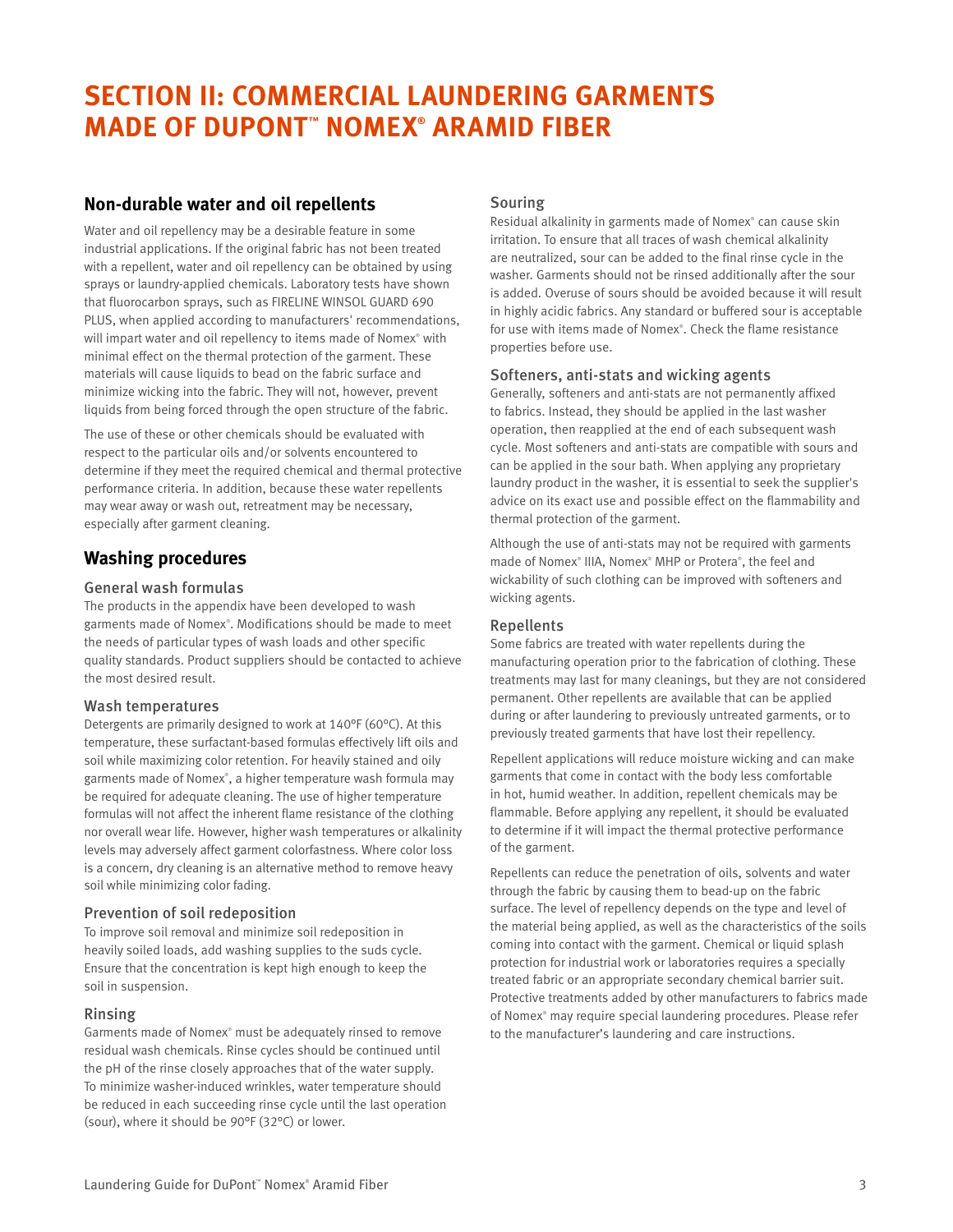# SECTION II: COMMERCIAL LAUNDERING GARMENTS MADE OF DUPONT™ NOMEX® ARAMID FIBER

## Non-durable water and oil repellents

Water and oil repellency may be a desirable feature in some industrial applications. If the original fabric has not been treated with a repellent, water and oil repellency can be obtained by using sprays or laundry-applied chemicals. Laboratory tests have shown that fluorocarbon sprays, such as FIRELINE WINSOL GUARD 690 PLUS, when applied according to manufacturers' recommendations, will impart water and oil repellency to items made of Nomex® with minimal effect on the thermal protection of the garment. These materials will cause liquids to bead on the fabric surface and minimize wicking into the fabric. They will not, however, prevent liquids from being forced through the open structure of the fabric.

The use of these or other chemicals should be evaluated with respect to the particular oils and/or solvents encountered to determine if they meet the required chemical and thermal protective performance criteria. In addition, because these water repellents may wear away or wash out, retreatment may be necessary, especially after garment cleaning.

## Washing procedures

### General wash formulas

The products in the appendix have been developed to wash garments made of Nomex®. Modifications should be made to meet the needs of particular types of wash loads and other specific quality standards. Product suppliers should be contacted to achieve the most desired result.

### Wash temperatures

Detergents are primarily designed to work at 140°F (60°C). At this temperature, these surfactant-based formulas effectively lift oils and soil while maximizing color retention. For heavily stained and oily garments made of Nomex®, a higher temperature wash formula may be required for adequate cleaning. The use of higher temperature formulas will not affect the inherent flame resistance of the clothing nor overall wear life. However, higher wash temperatures or alkalinity levels may adversely affect garment colorfastness. Where color loss is a concern, dry cleaning is an alternative method to remove heavy soil while minimizing color fading.

### Prevention of soil redeposition

To improve soil removal and minimize soil redeposition in heavily soiled loads, add washing supplies to the suds cycle. Ensure that the concentration is kept high enough to keep the soil in suspension.

### Rinsing

Garments made of Nomex® must be adequately rinsed to remove residual wash chemicals. Rinse cycles should be continued until the pH of the rinse closely approaches that of the water supply. To minimize washer-induced wrinkles, water temperature should be reduced in each succeeding rinse cycle until the last operation (sour), where it should be 90°F (32°C) or lower.

### Souring

Residual alkalinity in garments made of Nomex® can cause skin irritation. To ensure that all traces of wash chemical alkalinity are neutralized, sour can be added to the final rinse cycle in the washer. Garments should not be rinsed additionally after the sour is added. Overuse of sours should be avoided because it will result in highly acidic fabrics. Any standard or buffered sour is acceptable for use with items made of Nomex®. Check the flame resistance properties before use.

### Softeners, anti-stats and wicking agents

Generally, softeners and anti-stats are not permanently affixed to fabrics. Instead, they should be applied in the last washer operation, then reapplied at the end of each subsequent wash cycle. Most softeners and anti-stats are compatible with sours and can be applied in the sour bath. When applying any proprietary laundry product in the washer, it is essential to seek the supplier's advice on its exact use and possible effect on the flammability and thermal protection of the garment.

Although the use of anti-stats may not be required with garments made of Nomex® IIIA, Nomex® MHP or Protera®, the feel and wickability of such clothing can be improved with softeners and wicking agents.

### Repellents

Some fabrics are treated with water repellents during the manufacturing operation prior to the fabrication of clothing. These treatments may last for many cleanings, but they are not considered permanent. Other repellents are available that can be applied during or after laundering to previously untreated garments, or to previously treated garments that have lost their repellency.

Repellent applications will reduce moisture wicking and can make garments that come in contact with the body less comfortable in hot, humid weather. In addition, repellent chemicals may be flammable. Before applying any repellent, it should be evaluated to determine if it will impact the thermal protective performance of the garment.

Repellents can reduce the penetration of oils, solvents and water through the fabric by causing them to bead-up on the fabric surface. The level of repellency depends on the type and level of the material being applied, as well as the characteristics of the soils coming into contact with the garment. Chemical or liquid splash protection for industrial work or laboratories requires a specially treated fabric or an appropriate secondary chemical barrier suit. Protective treatments added by other manufacturers to fabrics made of Nomex® may require special laundering procedures. Please refer to the manufacturer's laundering and care instructions.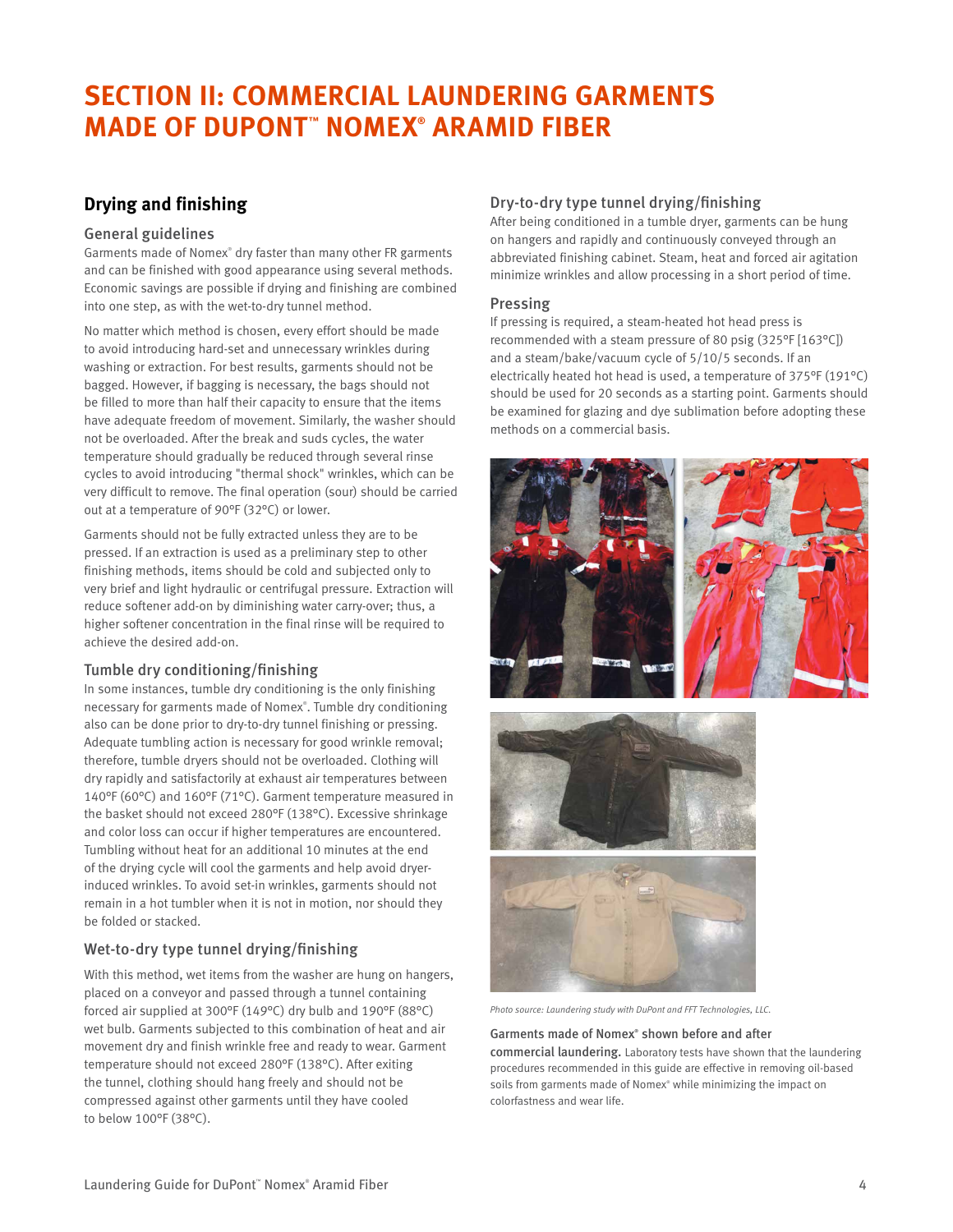# SECTION II: COMMERCIAL LAUNDERING GARMENTS MADE OF DUPONT™ NOMEX® ARAMID FIBER

## Drying and finishing

### General guidelines

Garments made of Nomex® dry faster than many other FR garments and can be finished with good appearance using several methods. Economic savings are possible if drying and finishing are combined into one step, as with the wet-to-dry tunnel method.

No matter which method is chosen, every effort should be made to avoid introducing hard-set and unnecessary wrinkles during washing or extraction. For best results, garments should not be bagged. However, if bagging is necessary, the bags should not be filled to more than half their capacity to ensure that the items have adequate freedom of movement. Similarly, the washer should not be overloaded. After the break and suds cycles, the water temperature should gradually be reduced through several rinse cycles to avoid introducing "thermal shock" wrinkles, which can be very difficult to remove. The final operation (sour) should be carried out at a temperature of 90°F (32°C) or lower.

Garments should not be fully extracted unless they are to be pressed. If an extraction is used as a preliminary step to other finishing methods, items should be cold and subjected only to very brief and light hydraulic or centrifugal pressure. Extraction will reduce softener add-on by diminishing water carry-over; thus, a higher softener concentration in the final rinse will be required to achieve the desired add-on.

### Tumble dry conditioning/finishing

In some instances, tumble dry conditioning is the only finishing necessary for garments made of Nomex®. Tumble dry conditioning also can be done prior to dry-to-dry tunnel finishing or pressing. Adequate tumbling action is necessary for good wrinkle removal; therefore, tumble dryers should not be overloaded. Clothing will dry rapidly and satisfactorily at exhaust air temperatures between 140°F (60°C) and 160°F (71°C). Garment temperature measured in the basket should not exceed 280°F (138°C). Excessive shrinkage and color loss can occur if higher temperatures are encountered. Tumbling without heat for an additional 10 minutes at the end of the drying cycle will cool the garments and help avoid dryer-induced wrinkles. To avoid set-in wrinkles, garments should not remain in a hot tumbler when it is not in motion, nor should they be folded or stacked.

### Wet-to-dry type tunnel drying/finishing

With this method, wet items from the washer are hung on hangers, placed on a conveyor and passed through a tunnel containing forced air supplied at 300°F (149°C) dry bulb and 190°F (88°C) wet bulb. Garments subjected to this combination of heat and air movement dry and finish wrinkle free and ready to wear. Garment temperature should not exceed 280°F (138°C). After exiting the tunnel, clothing should hang freely and should not be compressed against other garments until they have cooled to below 100°F (38°C).

### Dry-to-dry type tunnel drying/finishing

After being conditioned in a tumble dryer, garments can be hung on hangers and rapidly and continuously conveyed through an abbreviated finishing cabinet. Steam, heat and forced air agitation minimize wrinkles and allow processing in a short period of time.

### Pressing

If pressing is required, a steam-heated hot head press is recommended with a steam pressure of 80 psig (325°F [163°C]) and a steam/bake/vacuum cycle of 5/10/5 seconds. If an electrically heated hot head is used, a temperature of 375°F (191°C) should be used for 20 seconds as a starting point. Garments should be examined for glazing and dye sublimation before adopting these methods on a commercial basis.

*Photo source: Laundering study with DuPont and FFT Technologies, LLC.*

**Garments made of Nomex® shown before and after commercial laundering.** Laboratory tests have shown that the laundering procedures recommended in this guide are effective in removing oil-based soils from garments made of Nomex® while minimizing the impact on colorfastness and wear life.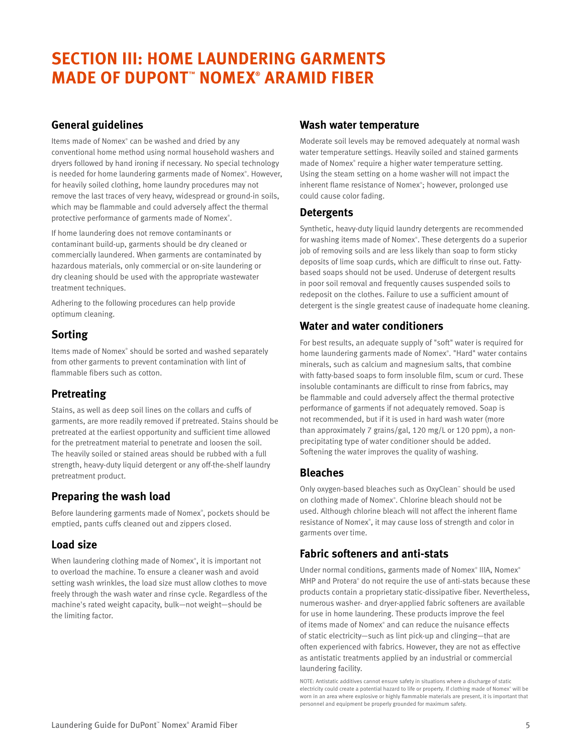# SECTION III: HOME LAUNDERING GARMENTS MADE OF DUPONT™ NOMEX® ARAMID FIBER

## General guidelines

Items made of Nomex® can be washed and dried by any conventional home method using normal household washers and dryers followed by hand ironing if necessary. No special technology is needed for home laundering garments made of Nomex®. However, for heavily soiled clothing, home laundry procedures may not remove the last traces of very heavy, widespread or ground-in soils, which may be flammable and could adversely affect the thermal protective performance of garments made of Nomex®.

If home laundering does not remove contaminants or contaminant build-up, garments should be dry cleaned or commercially laundered. When garments are contaminated by hazardous materials, only commercial or on-site laundering or dry cleaning should be used with the appropriate wastewater treatment techniques.

Adhering to the following procedures can help provide optimum cleaning.

## Sorting

Items made of Nomex® should be sorted and washed separately from other garments to prevent contamination with lint of flammable fibers such as cotton.

## Pretreating

Stains, as well as deep soil lines on the collars and cuffs of garments, are more readily removed if pretreated. Stains should be pretreated at the earliest opportunity and sufficient time allowed for the pretreatment material to penetrate and loosen the soil. The heavily soiled or stained areas should be rubbed with a full strength, heavy-duty liquid detergent or any off-the-shelf laundry pretreatment product.

## Preparing the wash load

Before laundering garments made of Nomex®, pockets should be emptied, pants cuffs cleaned out and zippers closed.

## Load size

When laundering clothing made of Nomex®, it is important not to overload the machine. To ensure a cleaner wash and avoid setting wash wrinkles, the load size must allow clothes to move freely through the wash water and rinse cycle. Regardless of the machine's rated weight capacity, bulk—not weight—should be the limiting factor.

## Wash water temperature

Moderate soil levels may be removed adequately at normal wash water temperature settings. Heavily soiled and stained garments made of Nomex® require a higher water temperature setting. Using the steam setting on a home washer will not impact the inherent flame resistance of Nomex®; however, prolonged use could cause color fading.

## Detergents

Synthetic, heavy-duty liquid laundry detergents are recommended for washing items made of Nomex®. These detergents do a superior job of removing soils and are less likely than soap to form sticky deposits of lime soap curds, which are difficult to rinse out. Fatty-based soaps should not be used. Underuse of detergent results in poor soil removal and frequently causes suspended soils to redeposit on the clothes. Failure to use a sufficient amount of detergent is the single greatest cause of inadequate home cleaning.

## Water and water conditioners

For best results, an adequate supply of "soft" water is required for home laundering garments made of Nomex®. "Hard" water contains minerals, such as calcium and magnesium salts, that combine with fatty-based soaps to form insoluble film, scum or curd. These insoluble contaminants are difficult to rinse from fabrics, may be flammable and could adversely affect the thermal protective performance of garments if not adequately removed. Soap is not recommended, but if it is used in hard wash water (more than approximately 7 grains/gal, 120 mg/L or 120 ppm), a non-precipitating type of water conditioner should be added. Softening the water improves the quality of washing.

## Bleaches

Only oxygen-based bleaches such as OxyClean™ should be used on clothing made of Nomex®. Chlorine bleach should not be used. Although chlorine bleach will not affect the inherent flame resistance of Nomex®, it may cause loss of strength and color in garments over time.

## Fabric softeners and anti-stats

Under normal conditions, garments made of Nomex® IIIA, Nomex® MHP and Protera® do not require the use of anti-stats because these products contain a proprietary static-dissipative fiber. Nevertheless, numerous washer- and dryer-applied fabric softeners are available for use in home laundering. These products improve the feel of items made of Nomex® and can reduce the nuisance effects of static electricity—such as lint pick-up and clinging—that are often experienced with fabrics. However, they are not as effective as antistatic treatments applied by an industrial or commercial laundering facility.

NOTE: Antistatic additives cannot ensure safety in situations where a discharge of static electricity could create a potential hazard to life or property. If clothing made of Nomex® will be worn in an area where explosive or highly flammable materials are present, it is important that personnel and equipment be properly grounded for maximum safety.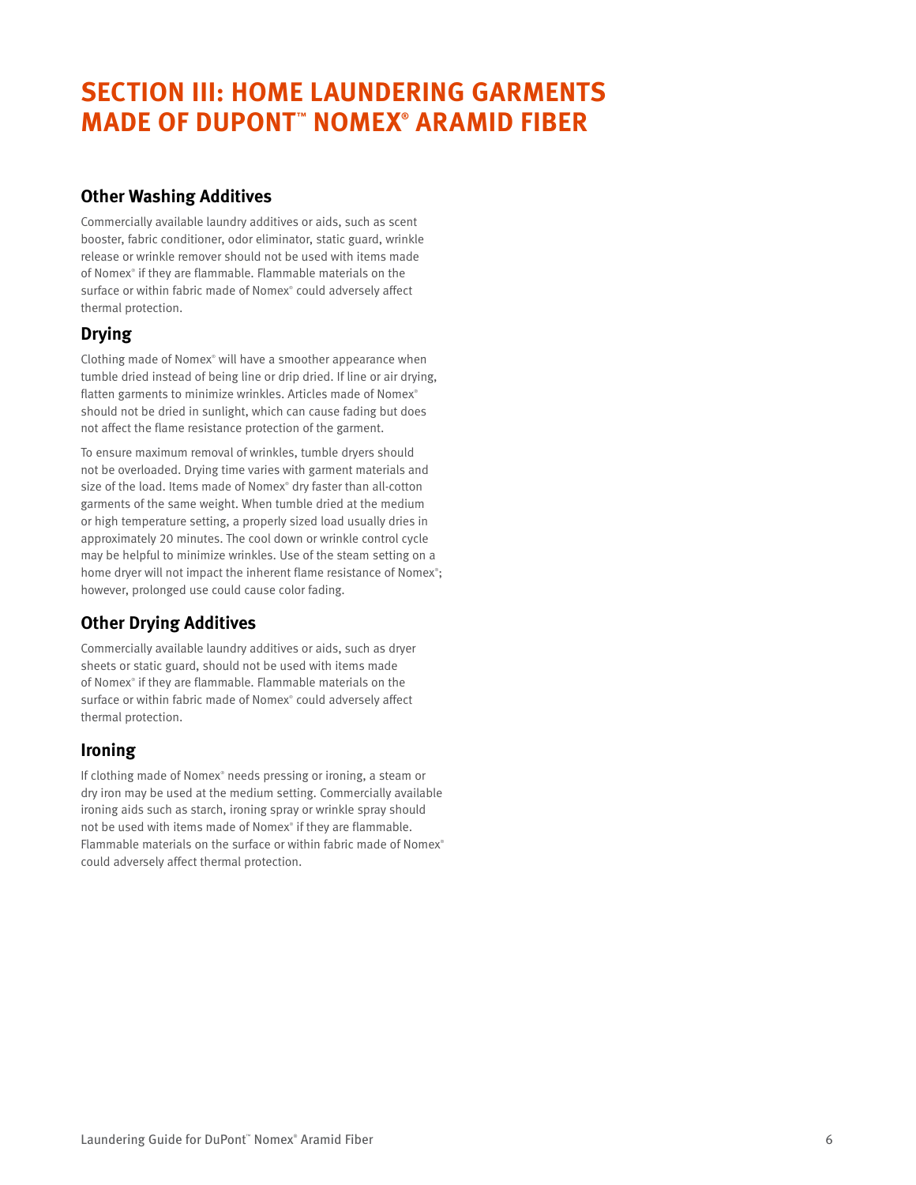# SECTION III: HOME LAUNDERING GARMENTS MADE OF DUPONT™ NOMEX® ARAMID FIBER

## Other Washing Additives

Commercially available laundry additives or aids, such as scent booster, fabric conditioner, odor eliminator, static guard, wrinkle release or wrinkle remover should not be used with items made of Nomex® if they are flammable. Flammable materials on the surface or within fabric made of Nomex® could adversely affect thermal protection.

## Drying

Clothing made of Nomex® will have a smoother appearance when tumble dried instead of being line or drip dried. If line or air drying, flatten garments to minimize wrinkles. Articles made of Nomex® should not be dried in sunlight, which can cause fading but does not affect the flame resistance protection of the garment.

To ensure maximum removal of wrinkles, tumble dryers should not be overloaded. Drying time varies with garment materials and size of the load. Items made of Nomex® dry faster than all-cotton garments of the same weight. When tumble dried at the medium or high temperature setting, a properly sized load usually dries in approximately 20 minutes. The cool down or wrinkle control cycle may be helpful to minimize wrinkles. Use of the steam setting on a home dryer will not impact the inherent flame resistance of Nomex®; however, prolonged use could cause color fading.

## Other Drying Additives

Commercially available laundry additives or aids, such as dryer sheets or static guard, should not be used with items made of Nomex® if they are flammable. Flammable materials on the surface or within fabric made of Nomex® could adversely affect thermal protection.

## Ironing

If clothing made of Nomex® needs pressing or ironing, a steam or dry iron may be used at the medium setting. Commercially available ironing aids such as starch, ironing spray or wrinkle spray should not be used with items made of Nomex® if they are flammable. Flammable materials on the surface or within fabric made of Nomex® could adversely affect thermal protection.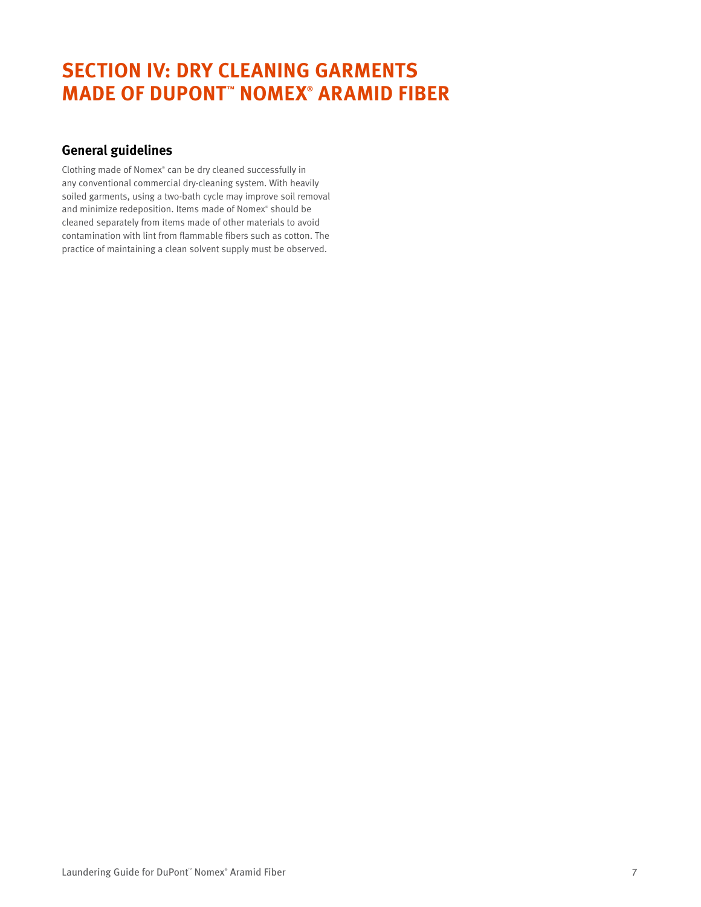# SECTION IV: DRY CLEANING GARMENTS MADE OF DUPONT™ NOMEX® ARAMID FIBER

## General guidelines

Clothing made of Nomex® can be dry cleaned successfully in any conventional commercial dry-cleaning system. With heavily soiled garments, using a two-bath cycle may improve soil removal and minimize redeposition. Items made of Nomex® should be cleaned separately from items made of other materials to avoid contamination with lint from flammable fibers such as cotton. The practice of maintaining a clean solvent supply must be observed.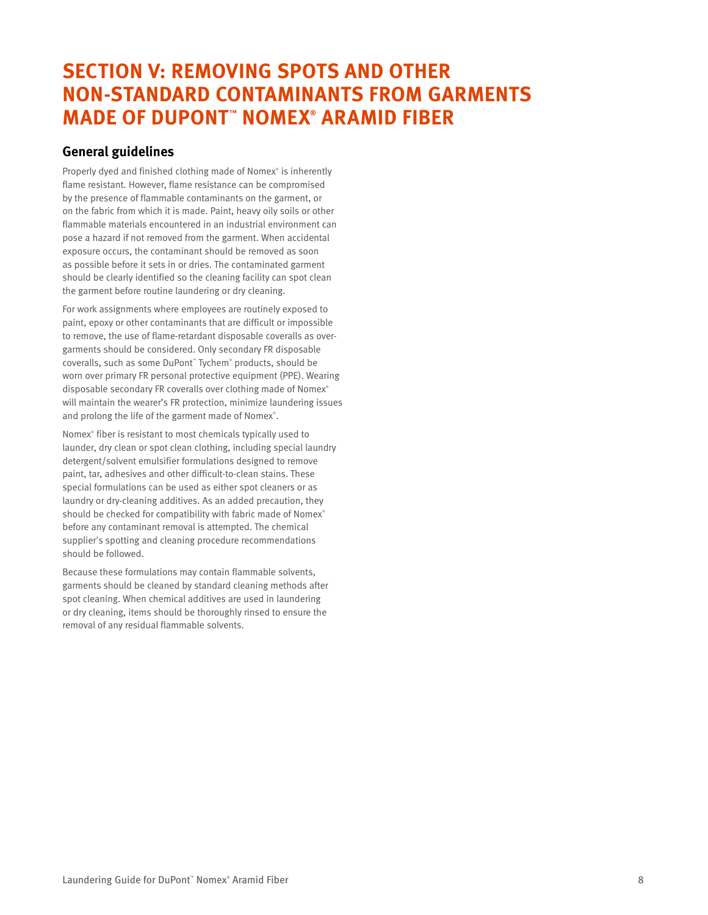# SECTION V: REMOVING SPOTS AND OTHER NON-STANDARD CONTAMINANTS FROM GARMENTS MADE OF DUPONT™ NOMEX® ARAMID FIBER

## General guidelines

Properly dyed and finished clothing made of Nomex® is inherently flame resistant. However, flame resistance can be compromised by the presence of flammable contaminants on the garment, or on the fabric from which it is made. Paint, heavy oily soils or other flammable materials encountered in an industrial environment can pose a hazard if not removed from the garment. When accidental exposure occurs, the contaminant should be removed as soon as possible before it sets in or dries. The contaminated garment should be clearly identified so the cleaning facility can spot clean the garment before routine laundering or dry cleaning.

For work assignments where employees are routinely exposed to paint, epoxy or other contaminants that are difficult or impossible to remove, the use of flame-retardant disposable coveralls as over-garments should be considered. Only secondary FR disposable coveralls, such as some DuPont™ Tychem® products, should be worn over primary FR personal protective equipment (PPE). Wearing disposable secondary FR coveralls over clothing made of Nomex® will maintain the wearer's FR protection, minimize laundering issues and prolong the life of the garment made of Nomex®.

Nomex® fiber is resistant to most chemicals typically used to launder, dry clean or spot clean clothing, including special laundry detergent/solvent emulsifier formulations designed to remove paint, tar, adhesives and other difficult-to-clean stains. These special formulations can be used as either spot cleaners or as laundry or dry-cleaning additives. As an added precaution, they should be checked for compatibility with fabric made of Nomex® before any contaminant removal is attempted. The chemical supplier's spotting and cleaning procedure recommendations should be followed.

Because these formulations may contain flammable solvents, garments should be cleaned by standard cleaning methods after spot cleaning. When chemical additives are used in laundering or dry cleaning, items should be thoroughly rinsed to ensure the removal of any residual flammable solvents.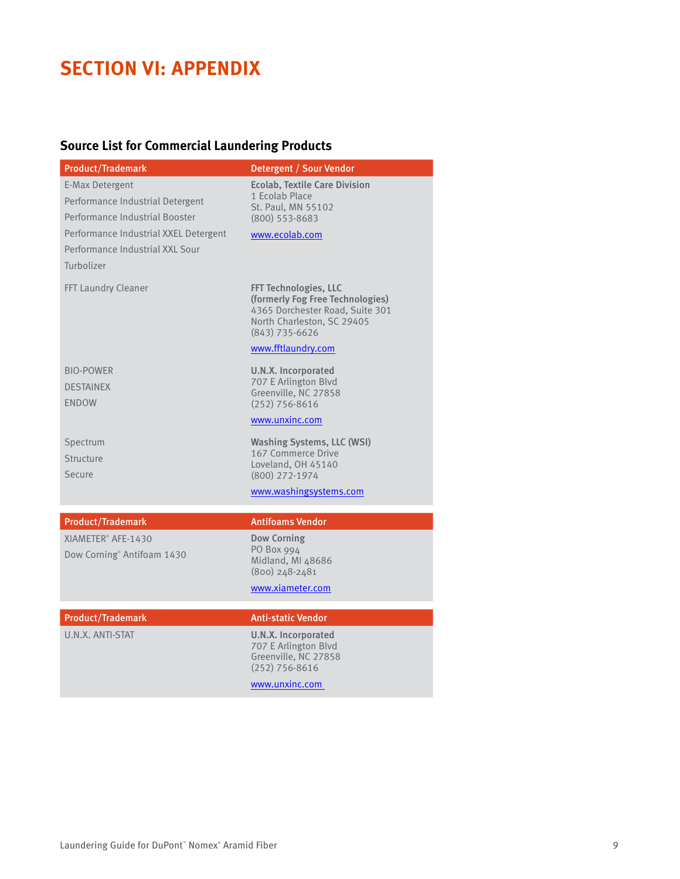# SECTION VI: APPENDIX

## Source List for Commercial Laundering Products

| Product/Trademark | Detergent / Sour Vendor |
|---|---|
| E-Max Detergent<br>Performance Industrial Detergent<br>Performance Industrial Booster<br>Performance Industrial XXEL Detergent<br>Performance Industrial XXL Sour<br>Turbolizer | **Ecolab, Textile Care Division**<br>1 Ecolab Place<br>St. Paul, MN 55102<br>(800) 553-8683<br>www.ecolab.com |
| FFT Laundry Cleaner | **FFT Technologies, LLC**<br>**(formerly Fog Free Technologies)**<br>4365 Dorchester Road, Suite 301<br>North Charleston, SC 29405<br>(843) 735-6626<br>www.fftlaundry.com |
| BIO-POWER<br>DESTAINEX<br>ENDOW | **U.N.X. Incorporated**<br>707 E Arlington Blvd<br>Greenville, NC 27858<br>(252) 756-8616<br>www.unxinc.com |
| Spectrum<br>Structure<br>Secure | **Washing Systems, LLC (WSI)**<br>167 Commerce Drive<br>Loveland, OH 45140<br>(800) 272-1974<br>www.washingsystems.com |

| Product/Trademark | Antifoams Vendor |
|---|---|
| XIAMETER® AFE-1430<br>Dow Corning® Antifoam 1430 | **Dow Corning**<br>PO Box 994<br>Midland, MI 48686<br>(800) 248-2481<br>www.xiameter.com |

| Product/Trademark | Anti-static Vendor |
|---|---|
| U.N.X. ANTI-STAT | **U.N.X. Incorporated**<br>707 E Arlington Blvd<br>Greenville, NC 27858<br>(252) 756-8616<br>www.unxinc.com |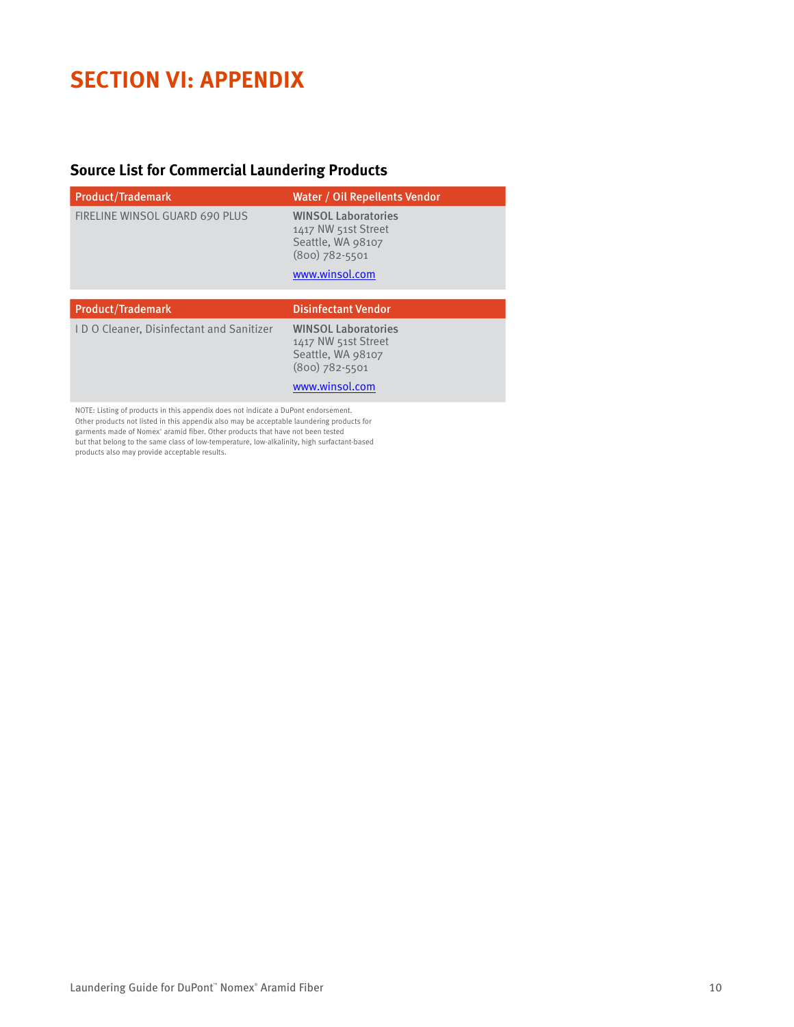# SECTION VI: APPENDIX

## Source List for Commercial Laundering Products

| Product/Trademark | Water / Oil Repellents Vendor |
| --- | --- |
| FIRELINE WINSOL GUARD 690 PLUS | **WINSOL Laboratories**<br>1417 NW 51st Street<br>Seattle, WA 98107<br>(800) 782-5501<br>www.winsol.com |

| Product/Trademark | Disinfectant Vendor |
| --- | --- |
| I D O Cleaner, Disinfectant and Sanitizer | **WINSOL Laboratories**<br>1417 NW 51st Street<br>Seattle, WA 98107<br>(800) 782-5501<br>www.winsol.com |

NOTE: Listing of products in this appendix does not indicate a DuPont endorsement. Other products not listed in this appendix also may be acceptable laundering products for garments made of Nomex® aramid fiber. Other products that have not been tested but that belong to the same class of low-temperature, low-alkalinity, high surfactant-based products also may provide acceptable results.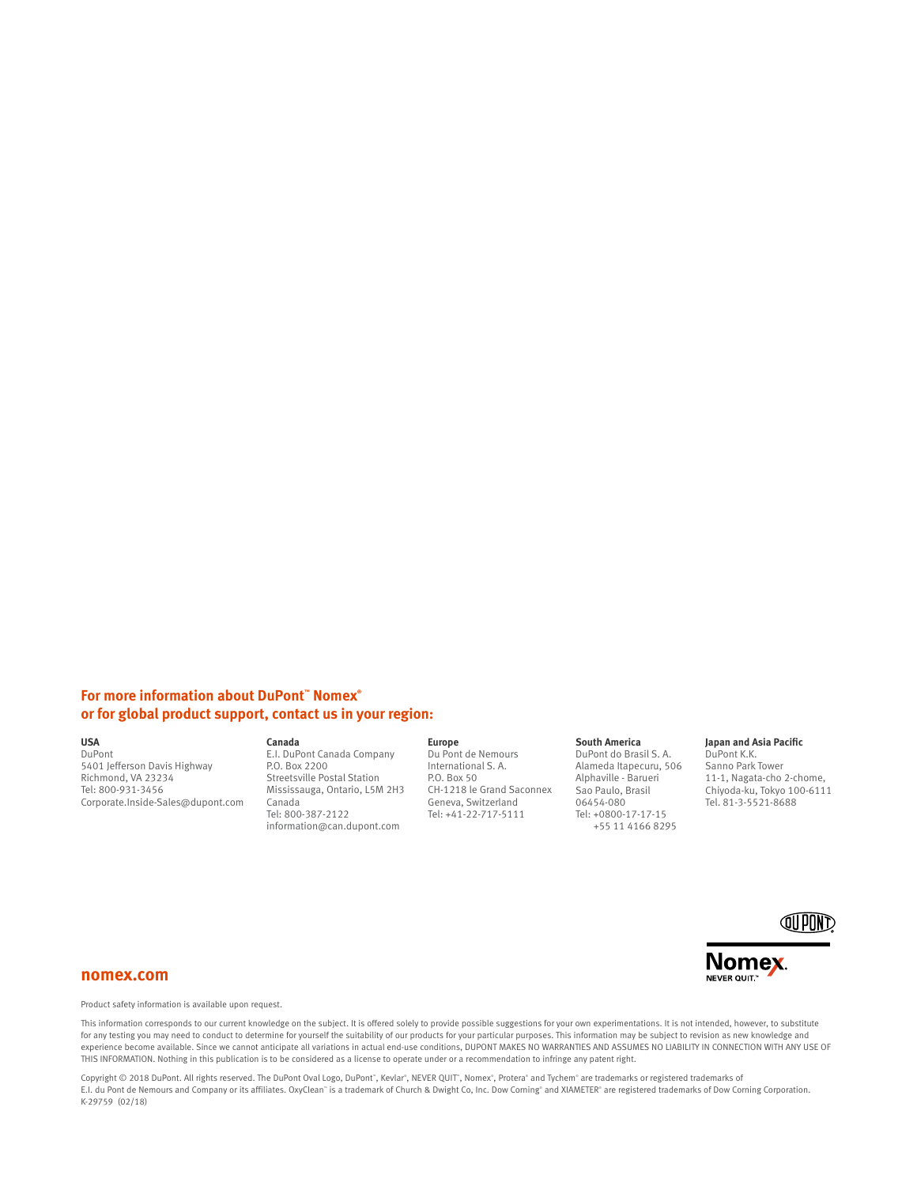**For more information about DuPont™ Nomex® or for global product support, contact us in your region:**

**USA**
DuPont
5401 Jefferson Davis Highway
Richmond, VA 23234
Tel: 800-931-3456
Corporate.Inside-Sales@dupont.com

**Canada**
E.I. DuPont Canada Company
P.O. Box 2200
Streetsville Postal Station
Mississauga, Ontario, L5M 2H3
Canada
Tel: 800-387-2122
information@can.dupont.com

**Europe**
Du Pont de Nemours
International S. A.
P.O. Box 50
CH-1218 le Grand Saconnex
Geneva, Switzerland
Tel: +41-22-717-5111

**South America**
DuPont do Brasil S. A.
Alameda Itapecuru, 506
Alphaville - Barueri
Sao Paulo, Brasil
06454-080
Tel: +0800-17-17-15
+55 11 4166 8295

**Japan and Asia Pacific**
DuPont K.K.
Sanno Park Tower
11-1, Nagata-cho 2-chome,
Chiyoda-ku, Tokyo 100-6111
Tel. 81-3-5521-8688

**nomex.com**

Nomex. NEVER QUIT.™

Product safety information is available upon request.

This information corresponds to our current knowledge on the subject. It is offered solely to provide possible suggestions for your own experimentations. It is not intended, however, to substitute for any testing you may need to conduct to determine for yourself the suitability of our products for your particular purposes. This information may be subject to revision as new knowledge and experience become available. Since we cannot anticipate all variations in actual end-use conditions, DUPONT MAKES NO WARRANTIES AND ASSUMES NO LIABILITY IN CONNECTION WITH ANY USE OF THIS INFORMATION. Nothing in this publication is to be considered as a license to operate under or a recommendation to infringe any patent right.

Copyright © 2018 DuPont. All rights reserved. The DuPont Oval Logo, DuPont™, Kevlar®, NEVER QUIT™, Nomex®, Protera® and Tychem® are trademarks or registered trademarks of E.I. du Pont de Nemours and Company or its affiliates. OxyClean™ is a trademark of Church & Dwight Co, Inc. Dow Corning® and XIAMETER® are registered trademarks of Dow Corning Corporation.
K-29759 (02/18)